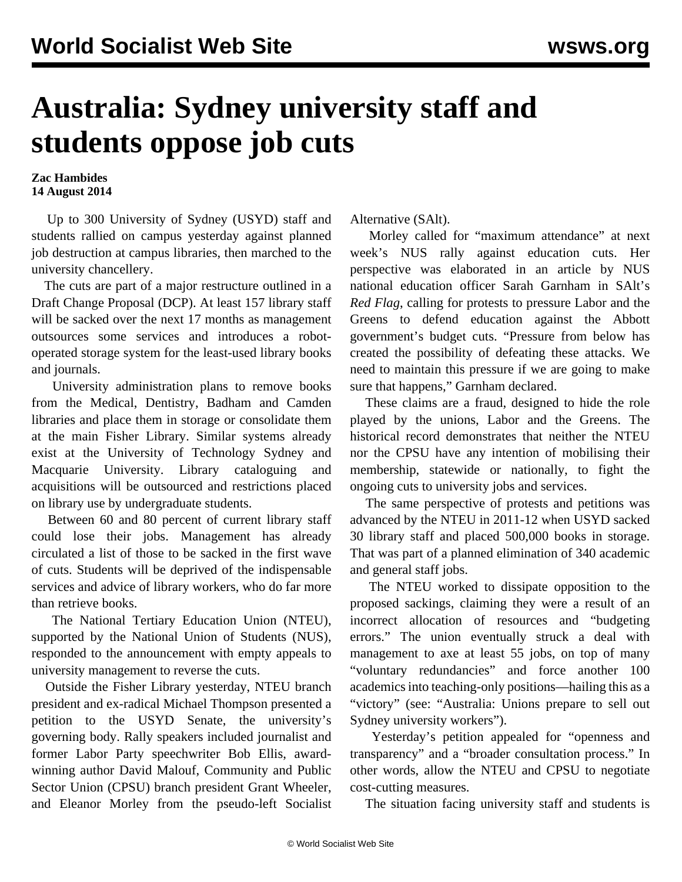# Australia: Sydney university staff and students oppose job cuts

**Zac Hambides**
**14 August 2014**

Up to 300 University of Sydney (USYD) staff and students rallied on campus yesterday against planned job destruction at campus libraries, then marched to the university chancellery.

The cuts are part of a major restructure outlined in a Draft Change Proposal (DCP). At least 157 library staff will be sacked over the next 17 months as management outsources some services and introduces a robot-operated storage system for the least-used library books and journals.

University administration plans to remove books from the Medical, Dentistry, Badham and Camden libraries and place them in storage or consolidate them at the main Fisher Library. Similar systems already exist at the University of Technology Sydney and Macquarie University. Library cataloguing and acquisitions will be outsourced and restrictions placed on library use by undergraduate students.

Between 60 and 80 percent of current library staff could lose their jobs. Management has already circulated a list of those to be sacked in the first wave of cuts. Students will be deprived of the indispensable services and advice of library workers, who do far more than retrieve books.

The National Tertiary Education Union (NTEU), supported by the National Union of Students (NUS), responded to the announcement with empty appeals to university management to reverse the cuts.

Outside the Fisher Library yesterday, NTEU branch president and ex-radical Michael Thompson presented a petition to the USYD Senate, the university's governing body. Rally speakers included journalist and former Labor Party speechwriter Bob Ellis, award-winning author David Malouf, Community and Public Sector Union (CPSU) branch president Grant Wheeler, and Eleanor Morley from the pseudo-left Socialist Alternative (SAlt).

Morley called for "maximum attendance" at next week's NUS rally against education cuts. Her perspective was elaborated in an article by NUS national education officer Sarah Garnham in SAlt's *Red Flag*, calling for protests to pressure Labor and the Greens to defend education against the Abbott government's budget cuts. "Pressure from below has created the possibility of defeating these attacks. We need to maintain this pressure if we are going to make sure that happens," Garnham declared.

These claims are a fraud, designed to hide the role played by the unions, Labor and the Greens. The historical record demonstrates that neither the NTEU nor the CPSU have any intention of mobilising their membership, statewide or nationally, to fight the ongoing cuts to university jobs and services.

The same perspective of protests and petitions was advanced by the NTEU in 2011-12 when USYD sacked 30 library staff and placed 500,000 books in storage. That was part of a planned elimination of 340 academic and general staff jobs.

The NTEU worked to dissipate opposition to the proposed sackings, claiming they were a result of an incorrect allocation of resources and "budgeting errors." The union eventually struck a deal with management to axe at least 55 jobs, on top of many "voluntary redundancies" and force another 100 academics into teaching-only positions—hailing this as a "victory" (see: "Australia: Unions prepare to sell out Sydney university workers").

Yesterday's petition appealed for "openness and transparency" and a "broader consultation process." In other words, allow the NTEU and CPSU to negotiate cost-cutting measures.

The situation facing university staff and students is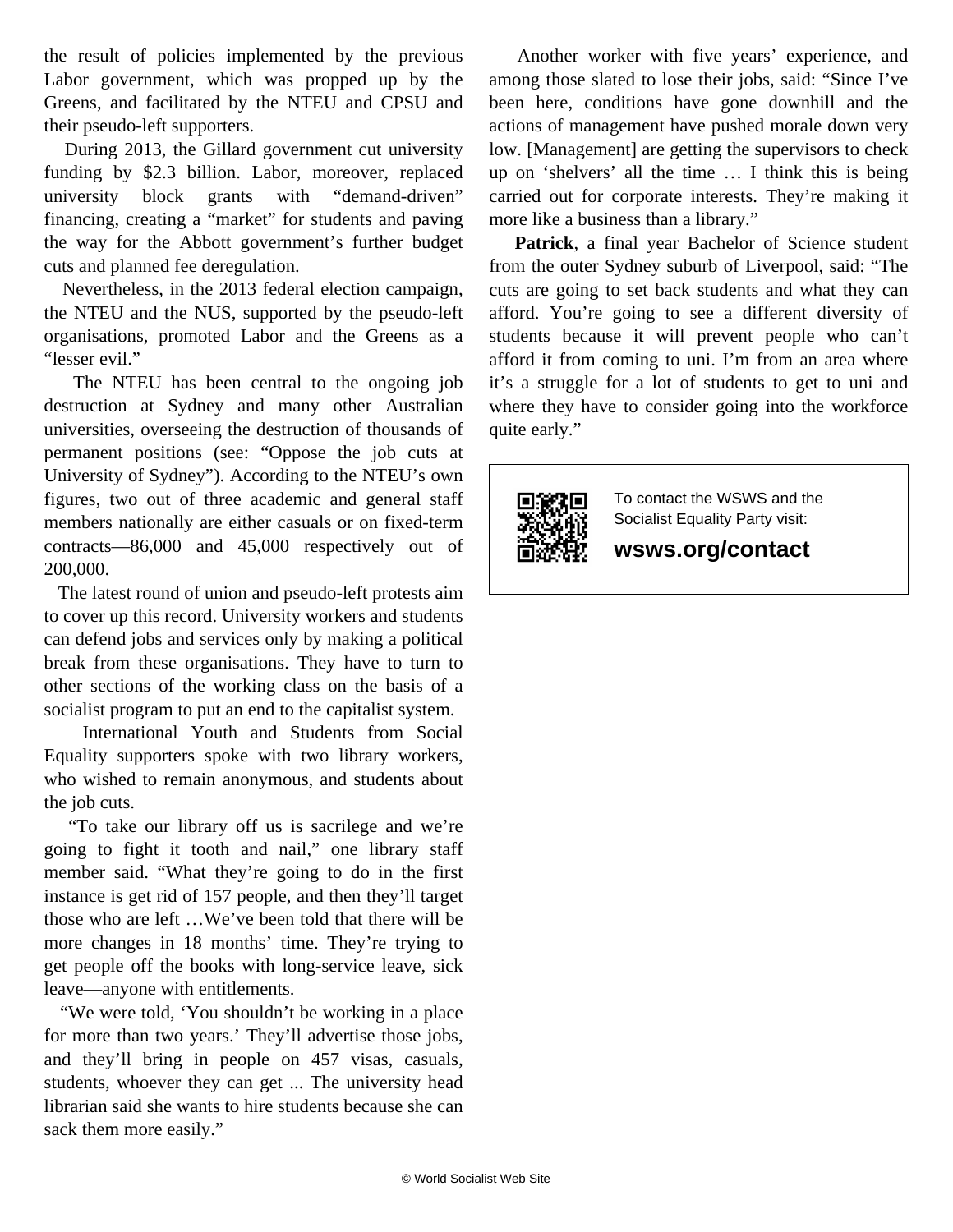the result of policies implemented by the previous Labor government, which was propped up by the Greens, and facilitated by the NTEU and CPSU and their pseudo-left supporters.

During 2013, the Gillard government cut university funding by $2.3 billion. Labor, moreover, replaced university block grants with "demand-driven" financing, creating a "market" for students and paving the way for the Abbott government's further budget cuts and planned fee deregulation.

Nevertheless, in the 2013 federal election campaign, the NTEU and the NUS, supported by the pseudo-left organisations, promoted Labor and the Greens as a "lesser evil."

The NTEU has been central to the ongoing job destruction at Sydney and many other Australian universities, overseeing the destruction of thousands of permanent positions (see: "Oppose the job cuts at University of Sydney"). According to the NTEU's own figures, two out of three academic and general staff members nationally are either casuals or on fixed-term contracts—86,000 and 45,000 respectively out of 200,000.

The latest round of union and pseudo-left protests aim to cover up this record. University workers and students can defend jobs and services only by making a political break from these organisations. They have to turn to other sections of the working class on the basis of a socialist program to put an end to the capitalist system.

International Youth and Students from Social Equality supporters spoke with two library workers, who wished to remain anonymous, and students about the job cuts.

"To take our library off us is sacrilege and we're going to fight it tooth and nail," one library staff member said. "What they're going to do in the first instance is get rid of 157 people, and then they'll target those who are left …We've been told that there will be more changes in 18 months' time. They're trying to get people off the books with long-service leave, sick leave—anyone with entitlements.

"We were told, 'You shouldn't be working in a place for more than two years.' They'll advertise those jobs, and they'll bring in people on 457 visas, casuals, students, whoever they can get ... The university head librarian said she wants to hire students because she can sack them more easily."

Another worker with five years' experience, and among those slated to lose their jobs, said: "Since I've been here, conditions have gone downhill and the actions of management have pushed morale down very low. [Management] are getting the supervisors to check up on 'shelvers' all the time … I think this is being carried out for corporate interests. They're making it more like a business than a library."

**Patrick**, a final year Bachelor of Science student from the outer Sydney suburb of Liverpool, said: "The cuts are going to set back students and what they can afford. You're going to see a different diversity of students because it will prevent people who can't afford it from coming to uni. I'm from an area where it's a struggle for a lot of students to get to uni and where they have to consider going into the workforce quite early."

To contact the WSWS and the Socialist Equality Party visit:

**wsws.org/contact**